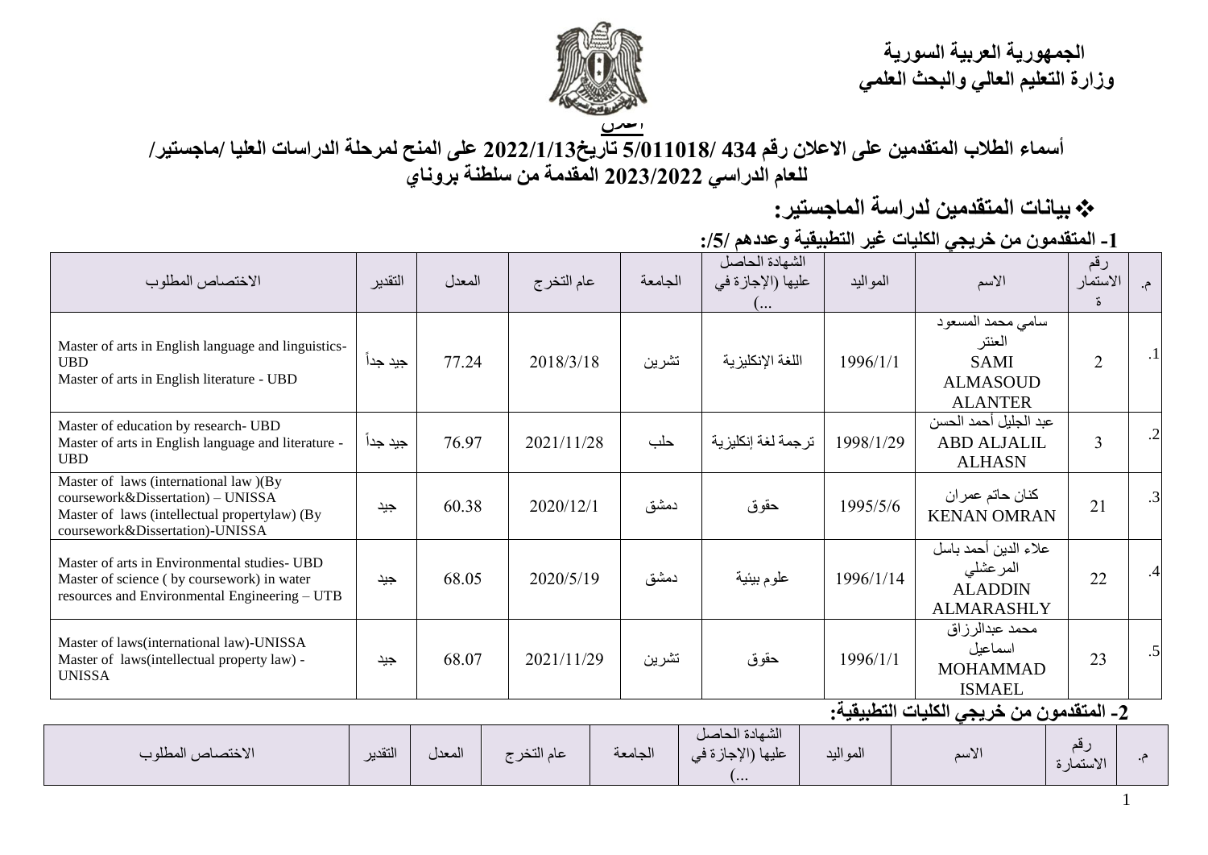**الجمهورية العربية السورية**
**وزارة التعليم العالي والبحث العلمي**

**إعلان**

## أسماء الطلاب المتقدمين على الاعلان رقم 434 /5/011018 تاريخ2022/1/13 على المنح لمرحلة الدراسات العليا /ماجستير/ للعام الدراسي 2023/2022 المقدمة من سلطنة بروناي

### ❖ بيانات المتقدمين لدراسة الماجستير:

**1- المتقدمون من خريجي الكليات غير التطبيقية وعددهم /5/:**

| م. | رقم الاستمارة | الاسم | المواليد | الشهادة الحاصل عليها (الإجازة في ...) | الجامعة | عام التخرج | المعدل | التقدير | الاختصاص المطلوب |
|---|---|---|---|---|---|---|---|---|---|
| .1 | 2 | سامي محمد المسعود العنتر SAMI ALMASOUD ALANTER | 1996/1/1 | اللغة الإنكليزية | تشرين | 2018/3/18 | 77.24 | جيد جداً | Master of arts in English language and linguistics- UBD<br>Master of arts in English literature - UBD |
| .2 | 3 | عبد الجليل أحمد الحسن ABD ALJALIL ALHASN | 1998/1/29 | ترجمة لغة إنكليزية | حلب | 2021/11/28 | 76.97 | جيد جداً | Master of education by research- UBD<br>Master of arts in English language and literature - UBD |
| .3 | 21 | كنان حاتم عمران KENAN OMRAN | 1995/5/6 | حقوق | دمشق | 2020/12/1 | 60.38 | جيد | Master of laws (international law )(By coursework&Dissertation) – UNISSA<br>Master of laws (intellectual propertylaw) (By coursework&Dissertation)-UNISSA |
| .4 | 22 | علاء الدين أحمد باسل المرعشلي ALADDIN ALMARASHLY | 1996/1/14 | علوم بيئية | دمشق | 2020/5/19 | 68.05 | جيد | Master of arts in Environmental studies- UBD<br>Master of science ( by coursework) in water resources and Environmental Engineering – UTB |
| .5 | 23 | محمد عبدالرزاق اسماعيل MOHAMMAD ISMAEL | 1996/1/1 | حقوق | تشرين | 2021/11/29 | 68.07 | جيد | Master of laws(international law)-UNISSA<br>Master of laws(intellectual property law) - UNISSA |

**2- المتقدمون من خريجي الكليات التطبيقية:**

| م. | رقم الاستمارة | الاسم | المواليد | الشهادة الحاصل عليها (الإجازة في ...) | الجامعة | عام التخرج | المعدل | التقدير | الاختصاص المطلوب |
|---|---|---|---|---|---|---|---|---|---|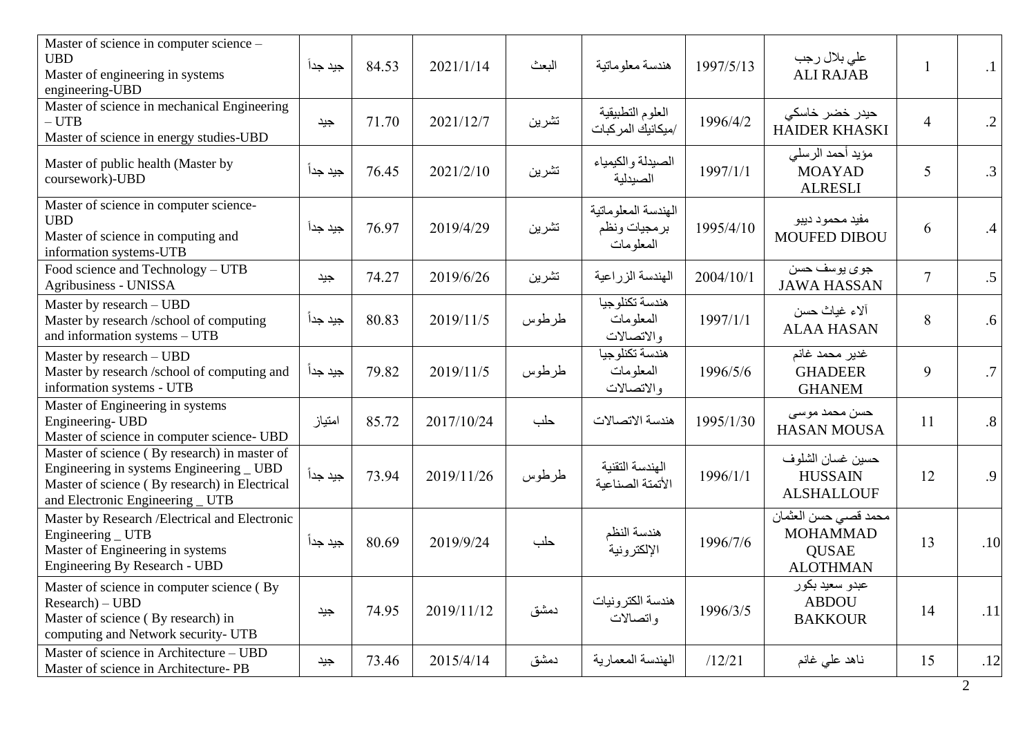| Master of science in computer science – UBD Master of engineering in systems engineering-UBD | جيد جداً | 84.53 | 2021/1/14 | البعث | هندسة معلوماتية | 1997/5/13 | علي بلال رجب ALI RAJAB | 1 | .1 |
|---|---|---|---|---|---|---|---|---|---|
| Master of science in mechanical Engineering – UTB Master of science in energy studies-UBD | جيد | 71.70 | 2021/12/7 | تشرين | العلوم التطبيقية /ميكانيك المركبات | 1996/4/2 | حيدر خضر خاسكي HAIDER KHASKI | 4 | .2 |
| Master of public health (Master by coursework)-UBD | جيد جداً | 76.45 | 2021/2/10 | تشرين | الصيدلة والكيمياء الصيدلية | 1997/1/1 | مؤيد أحمد الرسلي MOAYAD ALRESLI | 5 | .3 |
| Master of science in computer science-UBD Master of science in computing and information systems-UTB | جيد جداً | 76.97 | 2019/4/29 | تشرين | الهندسة المعلوماتية برمجيات ونظم المعلومات | 1995/4/10 | مفيد محمود ديبو MOUFED DIBOU | 6 | .4 |
| Food science and Technology – UTB Agribusiness - UNISSA | جيد | 74.27 | 2019/6/26 | تشرين | الهندسة الزراعية | 2004/10/1 | جوى يوسف حسن JAWA HASSAN | 7 | .5 |
| Master by research – UBD Master by research /school of computing and information systems – UTB | جيد جداً | 80.83 | 2019/11/5 | طرطوس | هندسة تكنلوجيا المعلومات والاتصالات | 1997/1/1 | آلاء غياث حسن ALAA HASAN | 8 | .6 |
| Master by research – UBD Master by research /school of computing and information systems - UTB | جيد جداً | 79.82 | 2019/11/5 | طرطوس | هندسة تكنلوجيا المعلومات والاتصالات | 1996/5/6 | غدير محمد غانم GHADEER GHANEM | 9 | .7 |
| Master of Engineering in systems Engineering- UBD Master of science in computer science- UBD | امتياز | 85.72 | 2017/10/24 | حلب | هندسة الاتصالات | 1995/1/30 | حسن محمد موسى HASAN MOUSA | 11 | .8 |
| Master of science ( By research) in master of Engineering in systems Engineering _ UBD Master of science ( By research) in Electrical and Electronic Engineering _ UTB | جيد جداً | 73.94 | 2019/11/26 | طرطوس | الهندسة التقنية الأتمتة الصناعية | 1996/1/1 | حسين غسان الشلوف HUSSAIN ALSHALLOUF | 12 | .9 |
| Master by Research /Electrical and Electronic Engineering _ UTB Master of Engineering in systems Engineering By Research - UBD | جيد جداً | 80.69 | 2019/9/24 | حلب | هندسة النظم الإلكترونية | 1996/7/6 | محمد قصي حسن العثمان MOHAMMAD QUSAE ALOTHMAN | 13 | .10 |
| Master of science in computer science ( By Research) – UBD Master of science ( By research) in computing and Network security- UTB | جيد | 74.95 | 2019/11/12 | دمشق | هندسة الكترونيات واتصالات | 1996/3/5 | عبدو سعيد بكور ABDOU BAKKOUR | 14 | .11 |
| Master of science in Architecture – UBD Master of science in Architecture- PB | جيد | 73.46 | 2015/4/14 | دمشق | الهندسة المعمارية | /12/21 | ناهد علي غانم | 15 | .12 |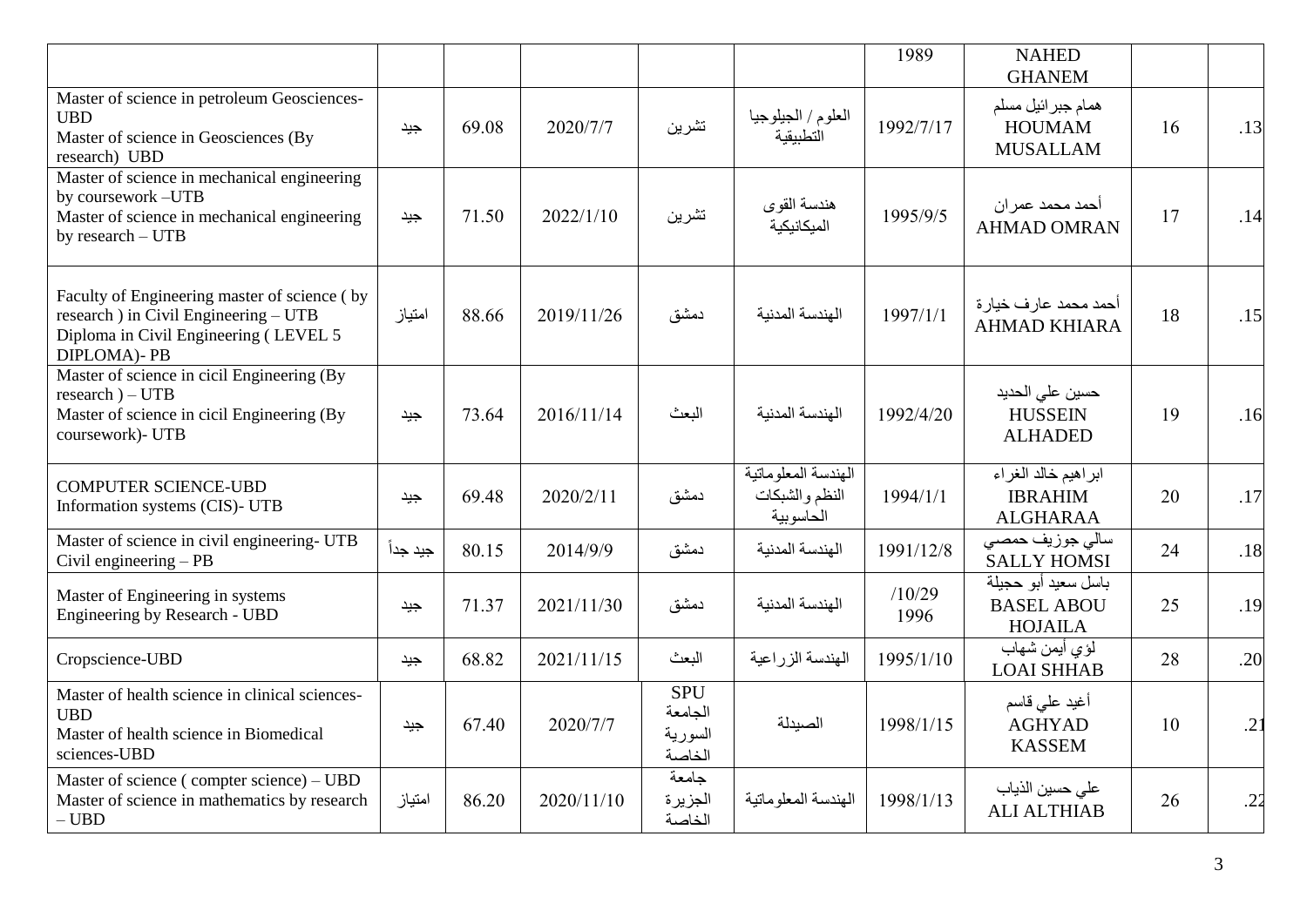| | | | | | | | | | |
|---|---|---|---|---|---|---|---|---|---|
| | | | | | | 1989 | NAHED GHANEM | | |
| Master of science in petroleum Geosciences-UBD<br>Master of science in Geosciences (By research) UBD | جيد | 69.08 | 2020/7/7 | تشرين | العلوم / الجيلوجيا التطبيقية | 1992/7/17 | همام جبرائيل مسلم<br>HOUMAM MUSALLAM | 16 | .13 |
| Master of science in mechanical engineering by coursework –UTB<br>Master of science in mechanical engineering by research – UTB | جيد | 71.50 | 2022/1/10 | تشرين | هندسة القوى الميكانيكية | 1995/9/5 | أحمد محمد عمران<br>AHMAD OMRAN | 17 | .14 |
| Faculty of Engineering master of science ( by research ) in Civil Engineering – UTB<br>Diploma in Civil Engineering ( LEVEL 5 DIPLOMA)- PB | امتياز | 88.66 | 2019/11/26 | دمشق | الهندسة المدنية | 1997/1/1 | أحمد محمد عارف خيارة<br>AHMAD KHIARA | 18 | .15 |
| Master of science in cicil Engineering (By research ) – UTB<br>Master of science in cicil Engineering (By coursework)- UTB | جيد | 73.64 | 2016/11/14 | البعث | الهندسة المدنية | 1992/4/20 | حسين علي الحديد<br>HUSSEIN ALHADED | 19 | .16 |
| COMPUTER SCIENCE-UBD<br>Information systems (CIS)- UTB | جيد | 69.48 | 2020/2/11 | دمشق | الهندسة المعلوماتية النظم والشبكات الحاسوبية | 1994/1/1 | ابراهيم خالد الغراء<br>IBRAHIM ALGHARAA | 20 | .17 |
| Master of science in civil engineering- UTB<br>Civil engineering – PB | جيد جداً | 80.15 | 2014/9/9 | دمشق | الهندسة المدنية | 1991/12/8 | سالي جوزيف حمصي<br>SALLY HOMSI | 24 | .18 |
| Master of Engineering in systems Engineering by Research - UBD | جيد | 71.37 | 2021/11/30 | دمشق | الهندسة المدنية | /10/29 1996 | باسل سعيد أبو حجيلة<br>BASEL ABOU HOJAILA | 25 | .19 |
| Cropscience-UBD | جيد | 68.82 | 2021/11/15 | البعث | الهندسة الزراعية | 1995/1/10 | لؤي أيمن شهاب<br>LOAI SHHAB | 28 | .20 |
| Master of health science in clinical sciences-UBD<br>Master of health science in Biomedical sciences-UBD | جيد | 67.40 | 2020/7/7 | SPU الجامعة السورية الخاصة | الصيدلة | 1998/1/15 | أغيد علي قاسم<br>AGHYAD KASSEM | 10 | .21 |
| Master of science ( compter science) – UBD<br>Master of science in mathematics by research – UBD | امتياز | 86.20 | 2020/11/10 | جامعة الجزيرة الخاصة | الهندسة المعلوماتية | 1998/1/13 | علي حسين الذياب<br>ALI ALTHIAB | 26 | .22 |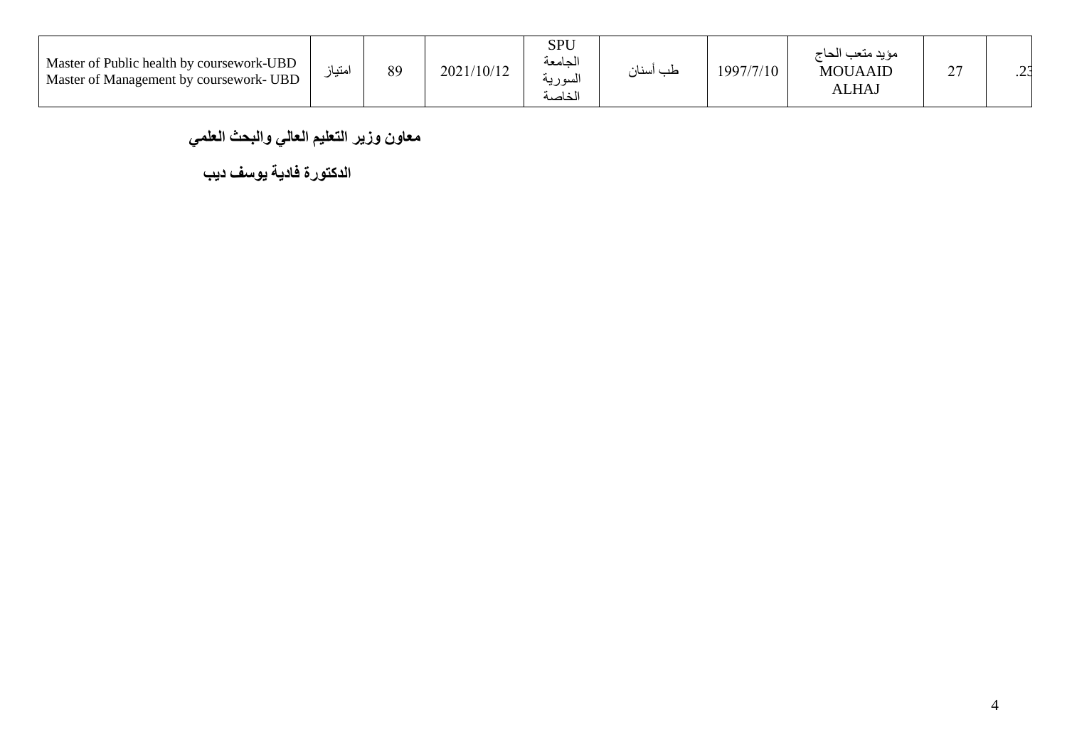| | | | | | | | | |
|---|---|---|---|---|---|---|---|---|
| .23 | 27 | مؤيد متعب الحاج MOUAAID ALHAJ | 1997/7/10 | طب أسنان | SPU الجامعة السورية الخاصة | 2021/10/12 | 89 | امتياز | Master of Public health by coursework-UBD Master of Management by coursework- UBD |

**معاون وزير التعليم العالي والبحث العلمي**

**الدكتورة فادية يوسف ديب**